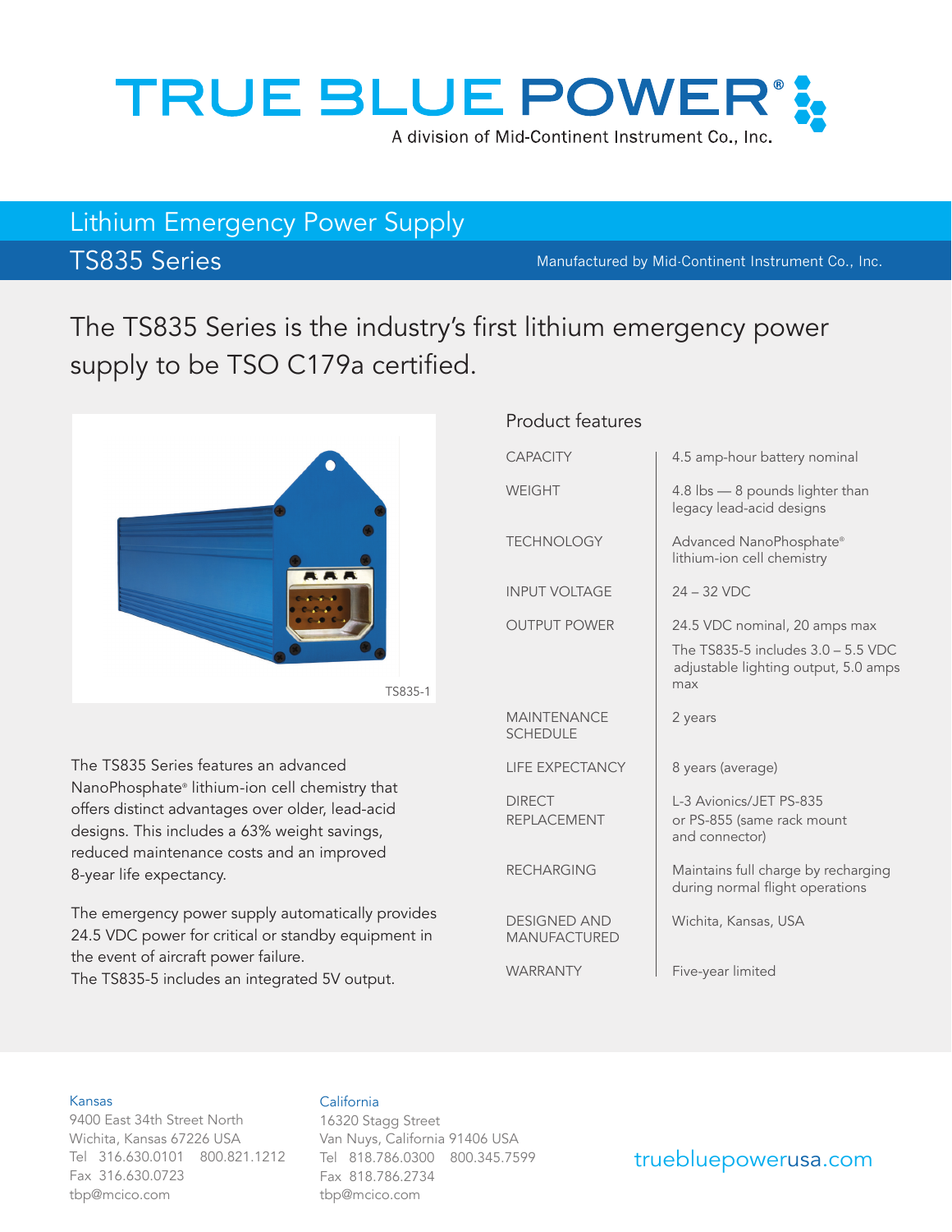# TRUE BLUE POWER®

A division of Mid-Continent Instrument Co., Inc.

## Lithium Emergency Power Supply

## TS835 Series

Manufactured by Mid-Continent Instrument Co., Inc.

The TS835 Series is the industry's first lithium emergency power supply to be TSO C179a certified.

TS835-1

The TS835 Series features an advanced NanoPhosphate® lithium-ion cell chemistry that offers distinct advantages over older, lead-acid designs. This includes a 63% weight savings, reduced maintenance costs and an improved 8-year life expectancy.

The emergency power supply automatically provides 24.5 VDC power for critical or standby equipment in the event of aircraft power failure.
The TS835-5 includes an integrated 5V output.

### Product features

| | |
|---|---|
| CAPACITY | 4.5 amp-hour battery nominal |
| WEIGHT | 4.8 lbs — 8 pounds lighter than legacy lead-acid designs |
| TECHNOLOGY | Advanced NanoPhosphate® lithium-ion cell chemistry |
| INPUT VOLTAGE | 24 – 32 VDC |
| OUTPUT POWER | 24.5 VDC nominal, 20 amps max<br>The TS835-5 includes 3.0 – 5.5 VDC adjustable lighting output, 5.0 amps max |
| MAINTENANCE SCHEDULE | 2 years |
| LIFE EXPECTANCY | 8 years (average) |
| DIRECT REPLACEMENT | L-3 Avionics/JET PS-835 or PS-855 (same rack mount and connector) |
| RECHARGING | Maintains full charge by recharging during normal flight operations |
| DESIGNED AND MANUFACTURED | Wichita, Kansas, USA |
| WARRANTY | Five-year limited |

**Kansas**
9400 East 34th Street North
Wichita, Kansas 67226 USA
Tel 316.630.0101 800.821.1212
Fax 316.630.0723
tbp@mcico.com

**California**
16320 Stagg Street
Van Nuys, California 91406 USA
Tel 818.786.0300 800.345.7599
Fax 818.786.2734
tbp@mcico.com

truebluepowerusa.com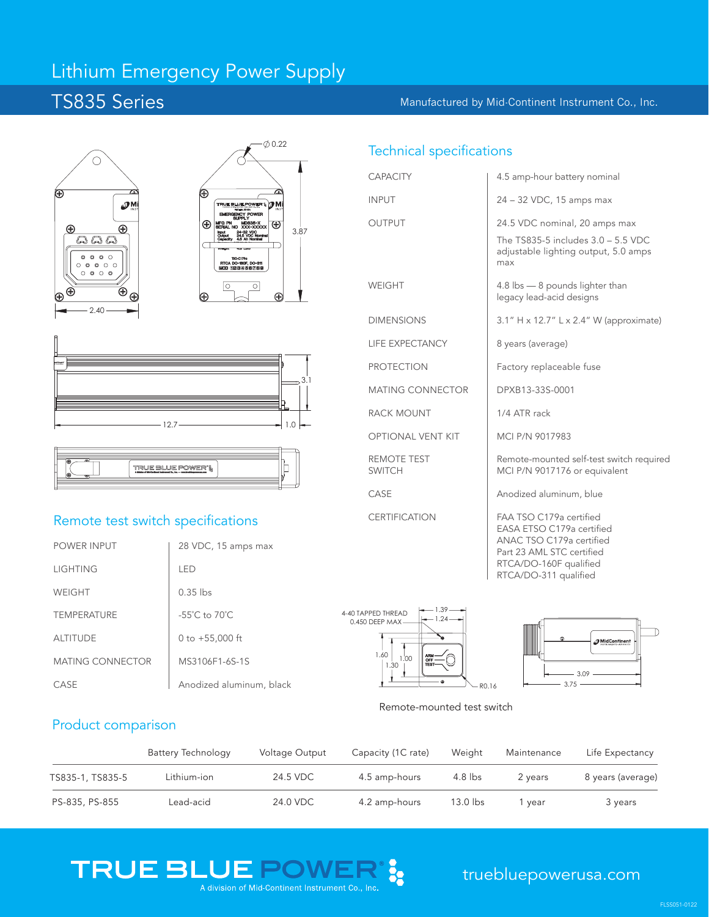# Lithium Emergency Power Supply

## TS835 Series

Manufactured by Mid-Continent Instrument Co., Inc.

2.40

∅ 0.22

3.87

3.1

12.7

1.0

## Technical specifications

| | |
|---|---|
| CAPACITY | 4.5 amp-hour battery nominal |
| INPUT | 24 – 32 VDC, 15 amps max |
| OUTPUT | 24.5 VDC nominal, 20 amps max<br>The TS835-5 includes 3.0 – 5.5 VDC adjustable lighting output, 5.0 amps max |
| WEIGHT | 4.8 lbs — 8 pounds lighter than legacy lead-acid designs |
| DIMENSIONS | 3.1" H x 12.7" L x 2.4" W (approximate) |
| LIFE EXPECTANCY | 8 years (average) |
| PROTECTION | Factory replaceable fuse |
| MATING CONNECTOR | DPXB13-33S-0001 |
| RACK MOUNT | 1/4 ATR rack |
| OPTIONAL VENT KIT | MCI P/N 9017983 |
| REMOTE TEST SWITCH | Remote-mounted self-test switch required MCI P/N 9017176 or equivalent |
| CASE | Anodized aluminum, blue |
| CERTIFICATION | FAA TSO C179a certified<br>EASA ETSO C179a certified<br>ANAC TSO C179a certified<br>Part 23 AML STC certified<br>RTCA/DO-160F qualified<br>RTCA/DO-311 qualified |

## Remote test switch specifications

| | |
|---|---|
| POWER INPUT | 28 VDC, 15 amps max |
| LIGHTING | LED |
| WEIGHT | 0.35 lbs |
| TEMPERATURE | -55˚C to 70˚C |
| ALTITUDE | 0 to +55,000 ft |
| MATING CONNECTOR | MS3106F1-6S-1S |
| CASE | Anodized aluminum, black |

4-40 TAPPED THREAD 0.450 DEEP MAX

1.39

1.24

1.60

1.30

1.00

R0.16

3.09

3.75

Remote-mounted test switch

## Product comparison

| | Battery Technology | Voltage Output | Capacity (1C rate) | Weight | Maintenance | Life Expectancy |
|---|---|---|---|---|---|---|
| TS835-1, TS835-5 | Lithium-ion | 24.5 VDC | 4.5 amp-hours | 4.8 lbs | 2 years | 8 years (average) |
| PS-835, PS-855 | Lead-acid | 24.0 VDC | 4.2 amp-hours | 13.0 lbs | 1 year | 3 years |

TRUE BLUE POWER®

A division of Mid-Continent Instrument Co., Inc.

truebluepowerusa.com

FLSS051-0122